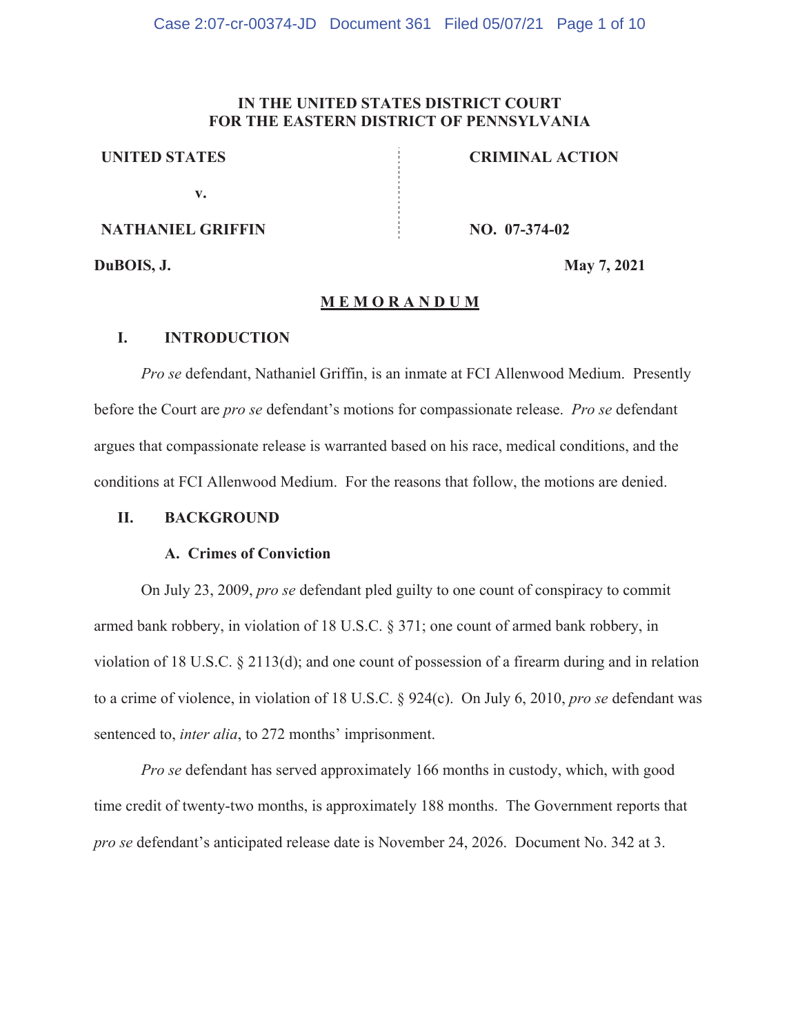**IN THE UNITED STATES DISTRICT COURT**
**FOR THE EASTERN DISTRICT OF PENNSYLVANIA**

| | |
|---|---|
| **UNITED STATES** | **CRIMINAL ACTION** |
| **v.** | |
| **NATHANIEL GRIFFIN** | **NO. 07-374-02** |

**DuBOIS, J.** **May 7, 2021**

**MEMORANDUM**

## I. INTRODUCTION

*Pro se* defendant, Nathaniel Griffin, is an inmate at FCI Allenwood Medium. Presently before the Court are *pro se* defendant's motions for compassionate release. *Pro se* defendant argues that compassionate release is warranted based on his race, medical conditions, and the conditions at FCI Allenwood Medium. For the reasons that follow, the motions are denied.

## II. BACKGROUND

### A. Crimes of Conviction

On July 23, 2009, *pro se* defendant pled guilty to one count of conspiracy to commit armed bank robbery, in violation of 18 U.S.C. § 371; one count of armed bank robbery, in violation of 18 U.S.C. § 2113(d); and one count of possession of a firearm during and in relation to a crime of violence, in violation of 18 U.S.C. § 924(c). On July 6, 2010, *pro se* defendant was sentenced to, *inter alia*, to 272 months' imprisonment.

*Pro se* defendant has served approximately 166 months in custody, which, with good time credit of twenty-two months, is approximately 188 months. The Government reports that *pro se* defendant's anticipated release date is November 24, 2026. Document No. 342 at 3.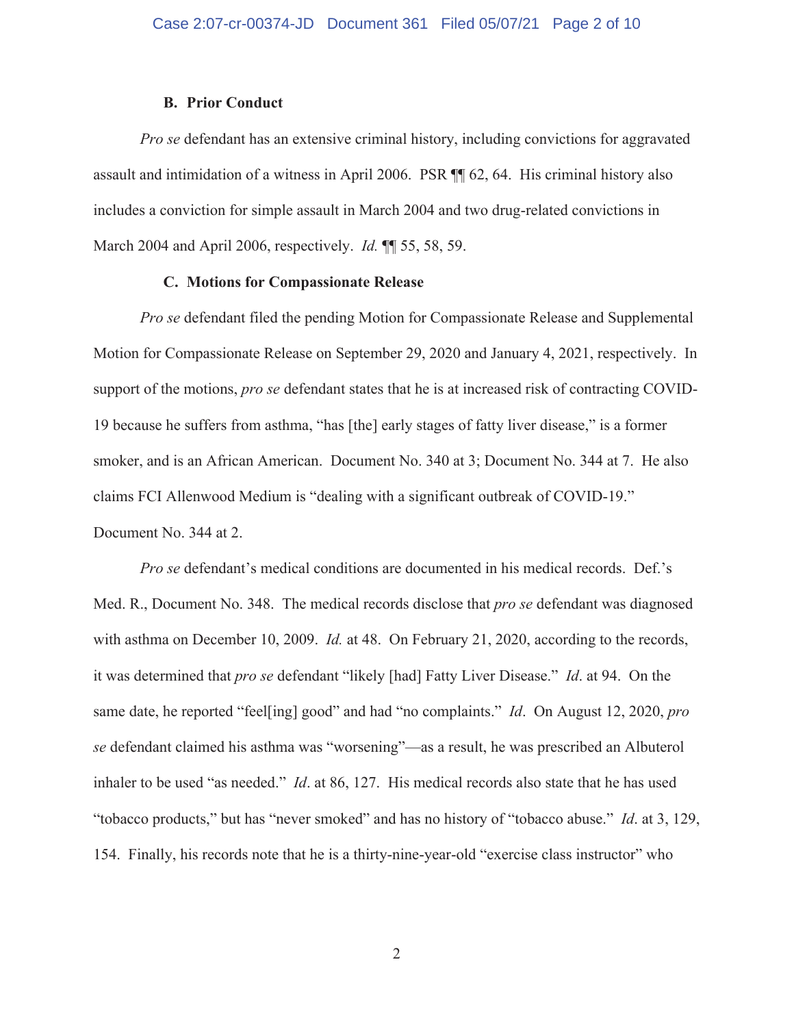### B. Prior Conduct

*Pro se* defendant has an extensive criminal history, including convictions for aggravated assault and intimidation of a witness in April 2006. PSR ¶¶ 62, 64. His criminal history also includes a conviction for simple assault in March 2004 and two drug-related convictions in March 2004 and April 2006, respectively. *Id.* ¶¶ 55, 58, 59.

### C. Motions for Compassionate Release

*Pro se* defendant filed the pending Motion for Compassionate Release and Supplemental Motion for Compassionate Release on September 29, 2020 and January 4, 2021, respectively. In support of the motions, *pro se* defendant states that he is at increased risk of contracting COVID-19 because he suffers from asthma, "has [the] early stages of fatty liver disease," is a former smoker, and is an African American. Document No. 340 at 3; Document No. 344 at 7. He also claims FCI Allenwood Medium is "dealing with a significant outbreak of COVID-19." Document No. 344 at 2.

*Pro se* defendant's medical conditions are documented in his medical records. Def.'s Med. R., Document No. 348. The medical records disclose that *pro se* defendant was diagnosed with asthma on December 10, 2009. *Id.* at 48. On February 21, 2020, according to the records, it was determined that *pro se* defendant "likely [had] Fatty Liver Disease." *Id*. at 94. On the same date, he reported "feel[ing] good" and had "no complaints." *Id*. On August 12, 2020, *pro se* defendant claimed his asthma was "worsening"—as a result, he was prescribed an Albuterol inhaler to be used "as needed." *Id*. at 86, 127. His medical records also state that he has used "tobacco products," but has "never smoked" and has no history of "tobacco abuse." *Id*. at 3, 129, 154. Finally, his records note that he is a thirty-nine-year-old "exercise class instructor" who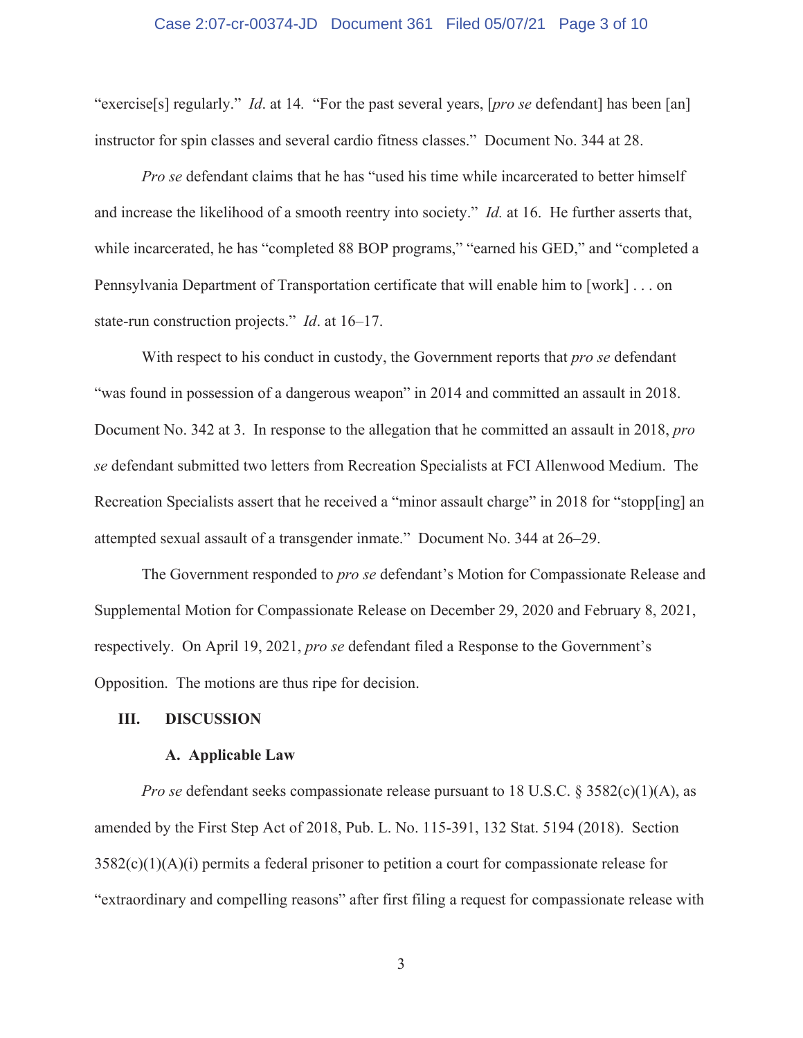"exercise[s] regularly." *Id*. at 14. "For the past several years, [*pro se* defendant] has been [an] instructor for spin classes and several cardio fitness classes." Document No. 344 at 28.

*Pro se* defendant claims that he has "used his time while incarcerated to better himself and increase the likelihood of a smooth reentry into society." *Id.* at 16. He further asserts that, while incarcerated, he has "completed 88 BOP programs," "earned his GED," and "completed a Pennsylvania Department of Transportation certificate that will enable him to [work] . . . on state-run construction projects." *Id*. at 16–17.

With respect to his conduct in custody, the Government reports that *pro se* defendant "was found in possession of a dangerous weapon" in 2014 and committed an assault in 2018. Document No. 342 at 3. In response to the allegation that he committed an assault in 2018, *pro se* defendant submitted two letters from Recreation Specialists at FCI Allenwood Medium. The Recreation Specialists assert that he received a "minor assault charge" in 2018 for "stopp[ing] an attempted sexual assault of a transgender inmate." Document No. 344 at 26–29.

The Government responded to *pro se* defendant's Motion for Compassionate Release and Supplemental Motion for Compassionate Release on December 29, 2020 and February 8, 2021, respectively. On April 19, 2021, *pro se* defendant filed a Response to the Government's Opposition. The motions are thus ripe for decision.

## III. DISCUSSION

### A. Applicable Law

*Pro se* defendant seeks compassionate release pursuant to 18 U.S.C. § 3582(c)(1)(A), as amended by the First Step Act of 2018, Pub. L. No. 115-391, 132 Stat. 5194 (2018). Section 3582(c)(1)(A)(i) permits a federal prisoner to petition a court for compassionate release for "extraordinary and compelling reasons" after first filing a request for compassionate release with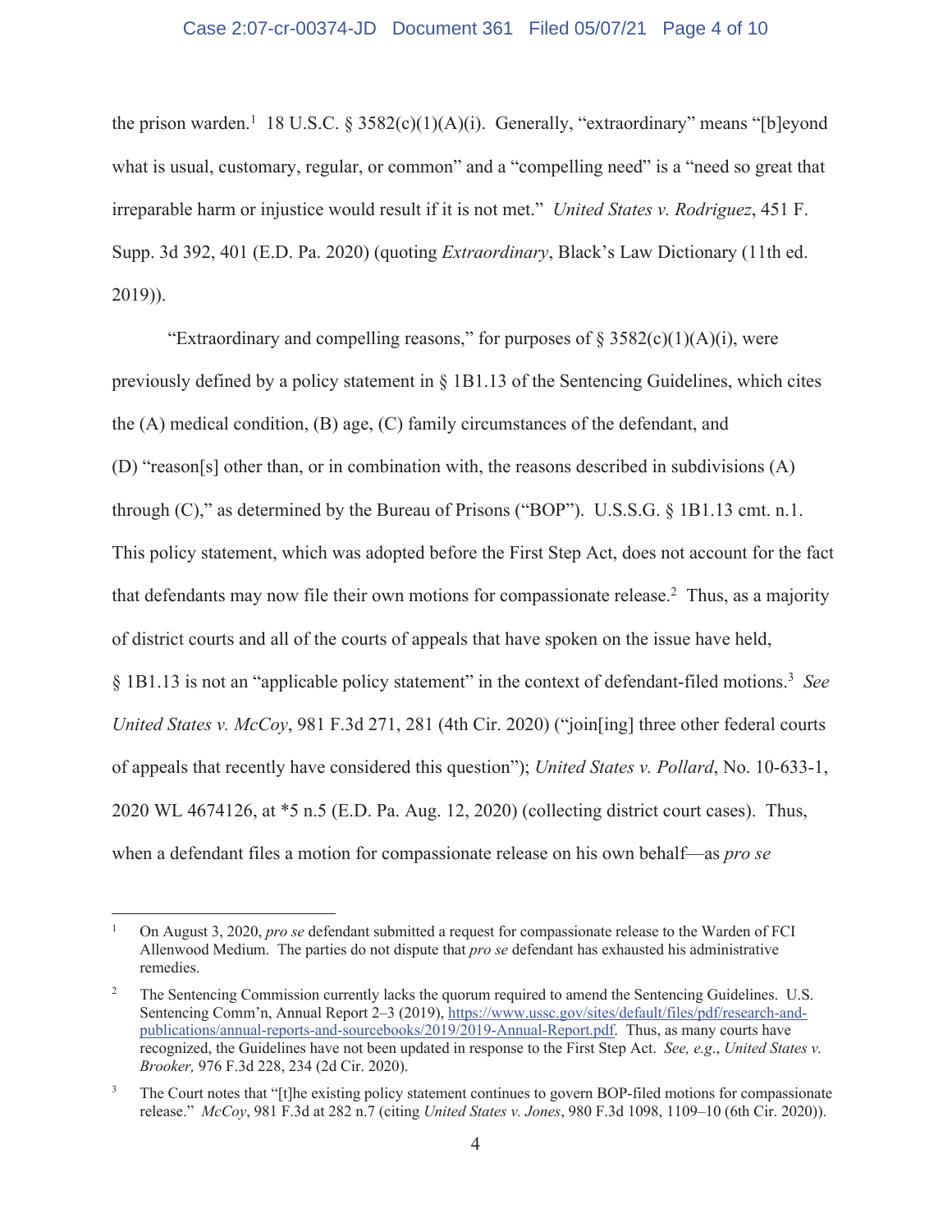the prison warden.[1] 18 U.S.C. § 3582(c)(1)(A)(i). Generally, "extraordinary" means "[b]eyond what is usual, customary, regular, or common" and a "compelling need" is a "need so great that irreparable harm or injustice would result if it is not met." *United States v. Rodriguez*, 451 F. Supp. 3d 392, 401 (E.D. Pa. 2020) (quoting *Extraordinary*, Black's Law Dictionary (11th ed. 2019)).

"Extraordinary and compelling reasons," for purposes of § 3582(c)(1)(A)(i), were previously defined by a policy statement in § 1B1.13 of the Sentencing Guidelines, which cites the (A) medical condition, (B) age, (C) family circumstances of the defendant, and (D) "reason[s] other than, or in combination with, the reasons described in subdivisions (A) through (C)," as determined by the Bureau of Prisons ("BOP"). U.S.S.G. § 1B1.13 cmt. n.1. This policy statement, which was adopted before the First Step Act, does not account for the fact that defendants may now file their own motions for compassionate release.[2] Thus, as a majority of district courts and all of the courts of appeals that have spoken on the issue have held, § 1B1.13 is not an "applicable policy statement" in the context of defendant-filed motions.[3] *See United States v. McCoy*, 981 F.3d 271, 281 (4th Cir. 2020) ("join[ing] three other federal courts of appeals that recently have considered this question"); *United States v. Pollard*, No. 10-633-1, 2020 WL 4674126, at *5 n.5 (E.D. Pa. Aug. 12, 2020) (collecting district court cases). Thus, when a defendant files a motion for compassionate release on his own behalf—as *pro se*

---

[1] On August 3, 2020, *pro se* defendant submitted a request for compassionate release to the Warden of FCI Allenwood Medium. The parties do not dispute that *pro se* defendant has exhausted his administrative remedies.

[2] The Sentencing Commission currently lacks the quorum required to amend the Sentencing Guidelines. U.S. Sentencing Comm'n, Annual Report 2–3 (2019), https://www.ussc.gov/sites/default/files/pdf/research-and-publications/annual-reports-and-sourcebooks/2019/2019-Annual-Report.pdf. Thus, as many courts have recognized, the Guidelines have not been updated in response to the First Step Act. *See, e.g.*, *United States v. Brooker,* 976 F.3d 228, 234 (2d Cir. 2020).

[3] The Court notes that "[t]he existing policy statement continues to govern BOP-filed motions for compassionate release." *McCoy*, 981 F.3d at 282 n.7 (citing *United States v. Jones*, 980 F.3d 1098, 1109–10 (6th Cir. 2020)).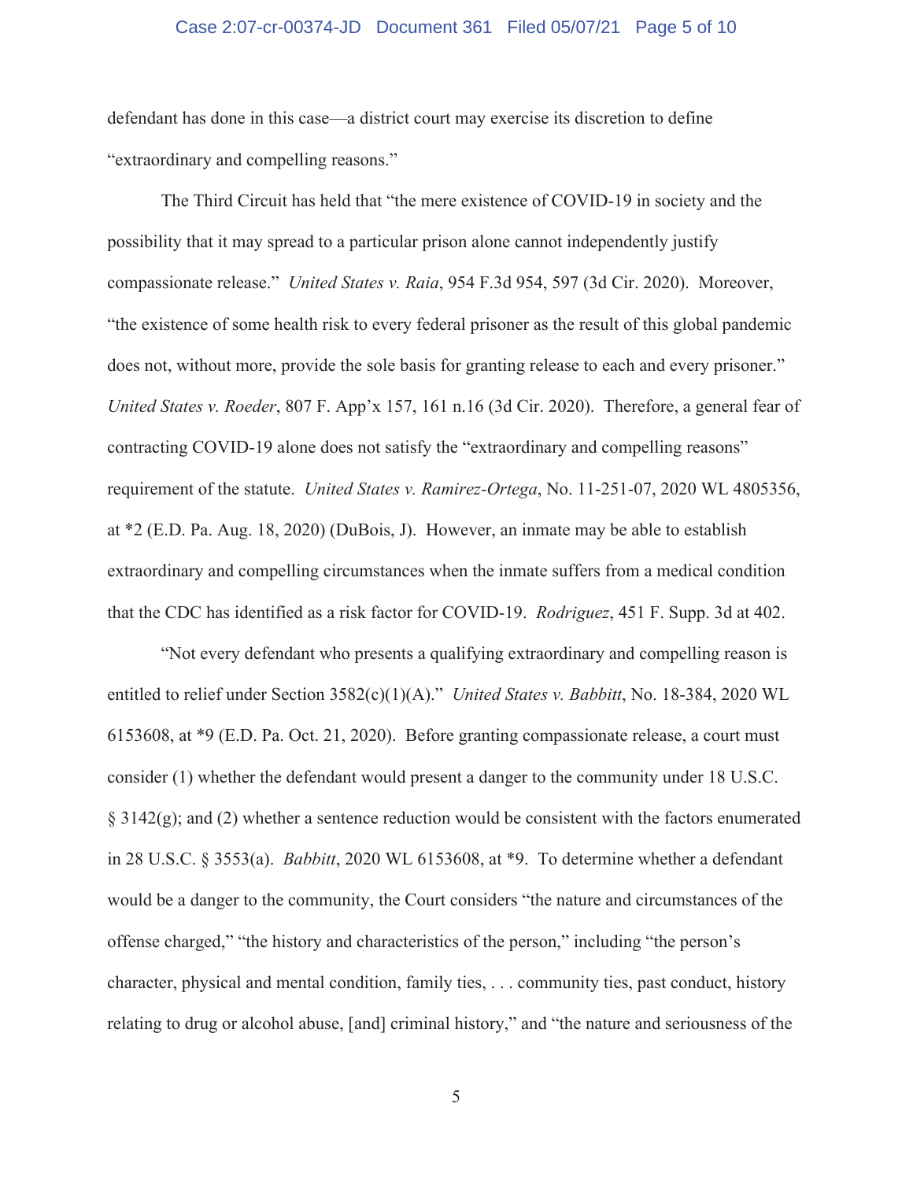defendant has done in this case—a district court may exercise its discretion to define "extraordinary and compelling reasons."

The Third Circuit has held that "the mere existence of COVID-19 in society and the possibility that it may spread to a particular prison alone cannot independently justify compassionate release." *United States v. Raia*, 954 F.3d 954, 597 (3d Cir. 2020). Moreover, "the existence of some health risk to every federal prisoner as the result of this global pandemic does not, without more, provide the sole basis for granting release to each and every prisoner." *United States v. Roeder*, 807 F. App'x 157, 161 n.16 (3d Cir. 2020). Therefore, a general fear of contracting COVID-19 alone does not satisfy the "extraordinary and compelling reasons" requirement of the statute. *United States v. Ramirez-Ortega*, No. 11-251-07, 2020 WL 4805356, at *2 (E.D. Pa. Aug. 18, 2020) (DuBois, J). However, an inmate may be able to establish extraordinary and compelling circumstances when the inmate suffers from a medical condition that the CDC has identified as a risk factor for COVID-19. *Rodriguez*, 451 F. Supp. 3d at 402.

"Not every defendant who presents a qualifying extraordinary and compelling reason is entitled to relief under Section 3582(c)(1)(A)." *United States v. Babbitt*, No. 18-384, 2020 WL 6153608, at *9 (E.D. Pa. Oct. 21, 2020). Before granting compassionate release, a court must consider (1) whether the defendant would present a danger to the community under 18 U.S.C. § 3142(g); and (2) whether a sentence reduction would be consistent with the factors enumerated in 28 U.S.C. § 3553(a). *Babbitt*, 2020 WL 6153608, at *9. To determine whether a defendant would be a danger to the community, the Court considers "the nature and circumstances of the offense charged," "the history and characteristics of the person," including "the person's character, physical and mental condition, family ties, . . . community ties, past conduct, history relating to drug or alcohol abuse, [and] criminal history," and "the nature and seriousness of the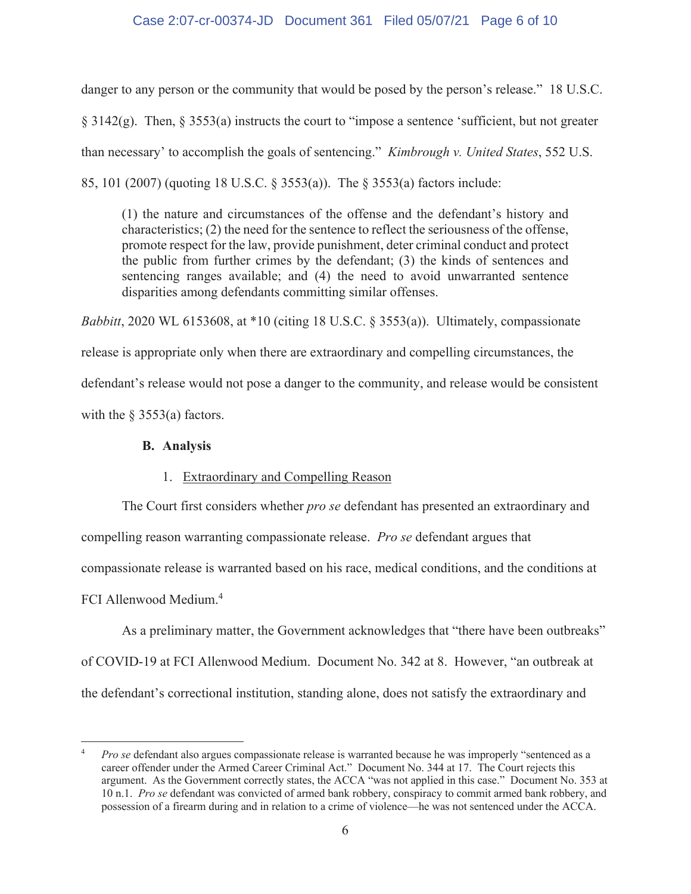danger to any person or the community that would be posed by the person's release." 18 U.S.C. § 3142(g). Then, § 3553(a) instructs the court to "impose a sentence 'sufficient, but not greater than necessary' to accomplish the goals of sentencing." *Kimbrough v. United States*, 552 U.S. 85, 101 (2007) (quoting 18 U.S.C. § 3553(a)). The § 3553(a) factors include:

> (1) the nature and circumstances of the offense and the defendant's history and characteristics; (2) the need for the sentence to reflect the seriousness of the offense, promote respect for the law, provide punishment, deter criminal conduct and protect the public from further crimes by the defendant; (3) the kinds of sentences and sentencing ranges available; and (4) the need to avoid unwarranted sentence disparities among defendants committing similar offenses.

*Babbitt*, 2020 WL 6153608, at *10 (citing 18 U.S.C. § 3553(a)). Ultimately, compassionate release is appropriate only when there are extraordinary and compelling circumstances, the defendant's release would not pose a danger to the community, and release would be consistent with the § 3553(a) factors.

**B. Analysis**

1. Extraordinary and Compelling Reason

The Court first considers whether *pro se* defendant has presented an extraordinary and compelling reason warranting compassionate release. *Pro se* defendant argues that compassionate release is warranted based on his race, medical conditions, and the conditions at FCI Allenwood Medium.[4]

As a preliminary matter, the Government acknowledges that "there have been outbreaks" of COVID-19 at FCI Allenwood Medium. Document No. 342 at 8. However, "an outbreak at the defendant's correctional institution, standing alone, does not satisfy the extraordinary and

---

[4] *Pro se* defendant also argues compassionate release is warranted because he was improperly "sentenced as a career offender under the Armed Career Criminal Act." Document No. 344 at 17. The Court rejects this argument. As the Government correctly states, the ACCA "was not applied in this case." Document No. 353 at 10 n.1. *Pro se* defendant was convicted of armed bank robbery, conspiracy to commit armed bank robbery, and possession of a firearm during and in relation to a crime of violence—he was not sentenced under the ACCA.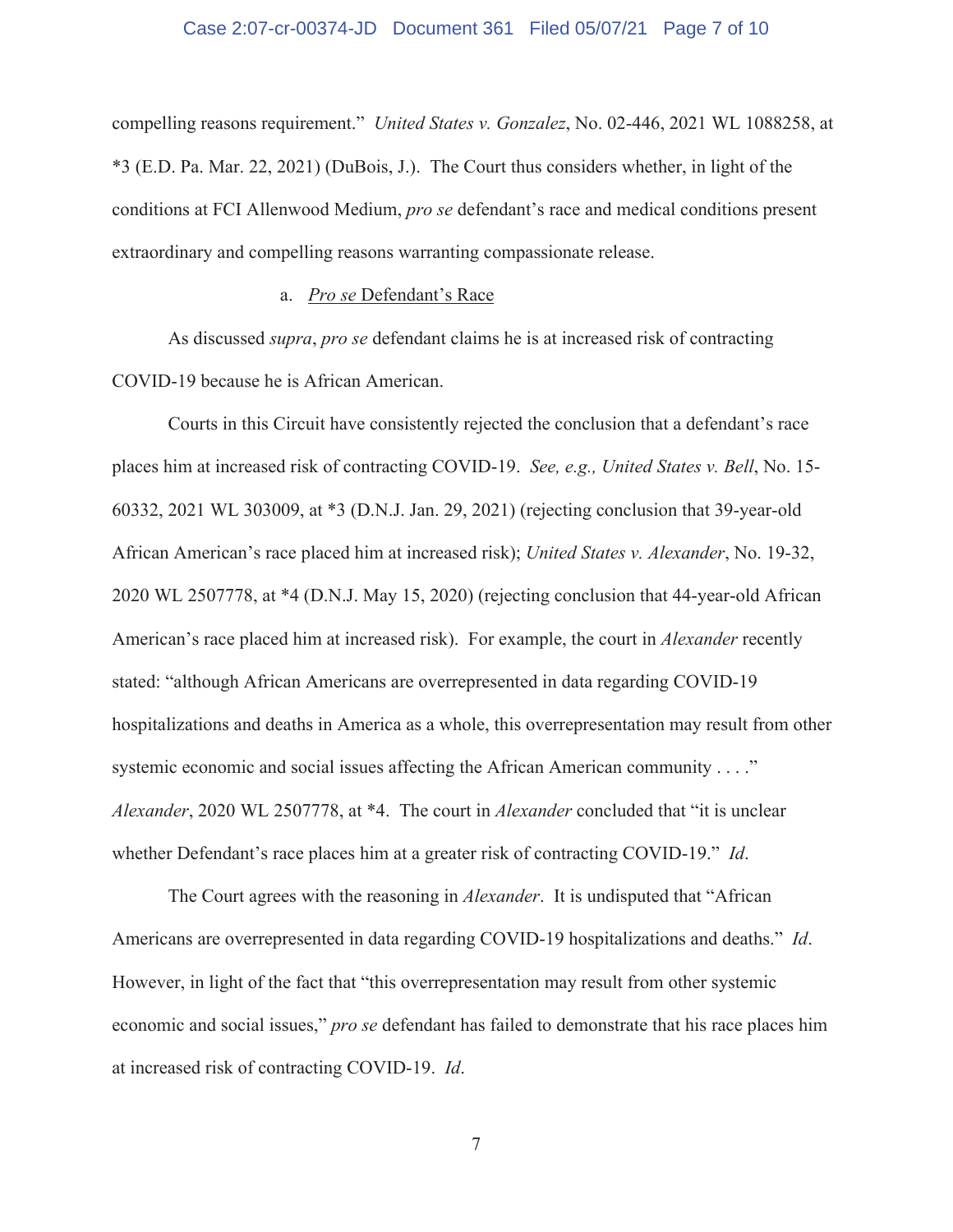compelling reasons requirement." *United States v. Gonzalez*, No. 02-446, 2021 WL 1088258, at *3 (E.D. Pa. Mar. 22, 2021) (DuBois, J.). The Court thus considers whether, in light of the conditions at FCI Allenwood Medium, *pro se* defendant's race and medical conditions present extraordinary and compelling reasons warranting compassionate release.

a. *Pro se* Defendant's Race

As discussed *supra*, *pro se* defendant claims he is at increased risk of contracting COVID-19 because he is African American.

Courts in this Circuit have consistently rejected the conclusion that a defendant's race places him at increased risk of contracting COVID-19. *See, e.g., United States v. Bell*, No. 15-60332, 2021 WL 303009, at *3 (D.N.J. Jan. 29, 2021) (rejecting conclusion that 39-year-old African American's race placed him at increased risk); *United States v. Alexander*, No. 19-32, 2020 WL 2507778, at *4 (D.N.J. May 15, 2020) (rejecting conclusion that 44-year-old African American's race placed him at increased risk). For example, the court in *Alexander* recently stated: "although African Americans are overrepresented in data regarding COVID-19 hospitalizations and deaths in America as a whole, this overrepresentation may result from other systemic economic and social issues affecting the African American community . . . ." *Alexander*, 2020 WL 2507778, at *4. The court in *Alexander* concluded that "it is unclear whether Defendant's race places him at a greater risk of contracting COVID-19." *Id*.

The Court agrees with the reasoning in *Alexander*. It is undisputed that "African Americans are overrepresented in data regarding COVID-19 hospitalizations and deaths." *Id*. However, in light of the fact that "this overrepresentation may result from other systemic economic and social issues," *pro se* defendant has failed to demonstrate that his race places him at increased risk of contracting COVID-19. *Id*.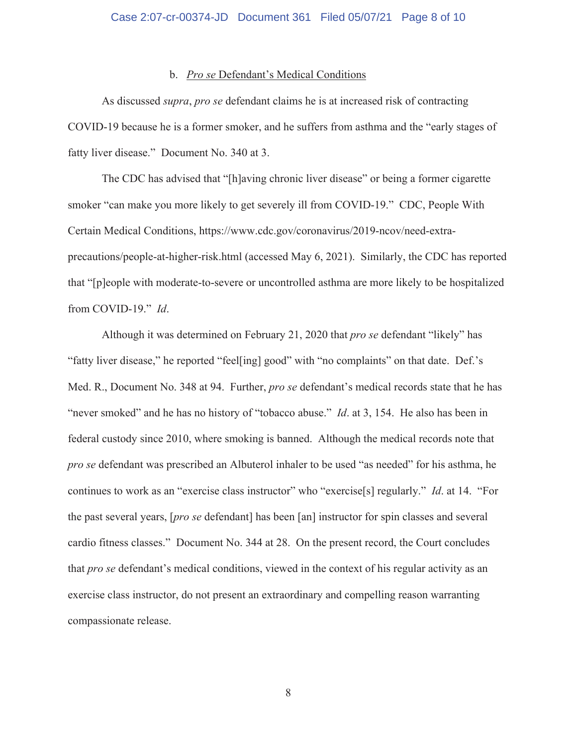### b. *Pro se* Defendant's Medical Conditions

As discussed *supra*, *pro se* defendant claims he is at increased risk of contracting COVID-19 because he is a former smoker, and he suffers from asthma and the "early stages of fatty liver disease." Document No. 340 at 3.

The CDC has advised that "[h]aving chronic liver disease" or being a former cigarette smoker "can make you more likely to get severely ill from COVID-19." CDC, People With Certain Medical Conditions, https://www.cdc.gov/coronavirus/2019-ncov/need-extra-precautions/people-at-higher-risk.html (accessed May 6, 2021). Similarly, the CDC has reported that "[p]eople with moderate-to-severe or uncontrolled asthma are more likely to be hospitalized from COVID-19." *Id*.

Although it was determined on February 21, 2020 that *pro se* defendant "likely" has "fatty liver disease," he reported "feel[ing] good" with "no complaints" on that date. Def.'s Med. R., Document No. 348 at 94. Further, *pro se* defendant's medical records state that he has "never smoked" and he has no history of "tobacco abuse." *Id*. at 3, 154. He also has been in federal custody since 2010, where smoking is banned. Although the medical records note that *pro se* defendant was prescribed an Albuterol inhaler to be used "as needed" for his asthma, he continues to work as an "exercise class instructor" who "exercise[s] regularly." *Id*. at 14. "For the past several years, [*pro se* defendant] has been [an] instructor for spin classes and several cardio fitness classes." Document No. 344 at 28. On the present record, the Court concludes that *pro se* defendant's medical conditions, viewed in the context of his regular activity as an exercise class instructor, do not present an extraordinary and compelling reason warranting compassionate release.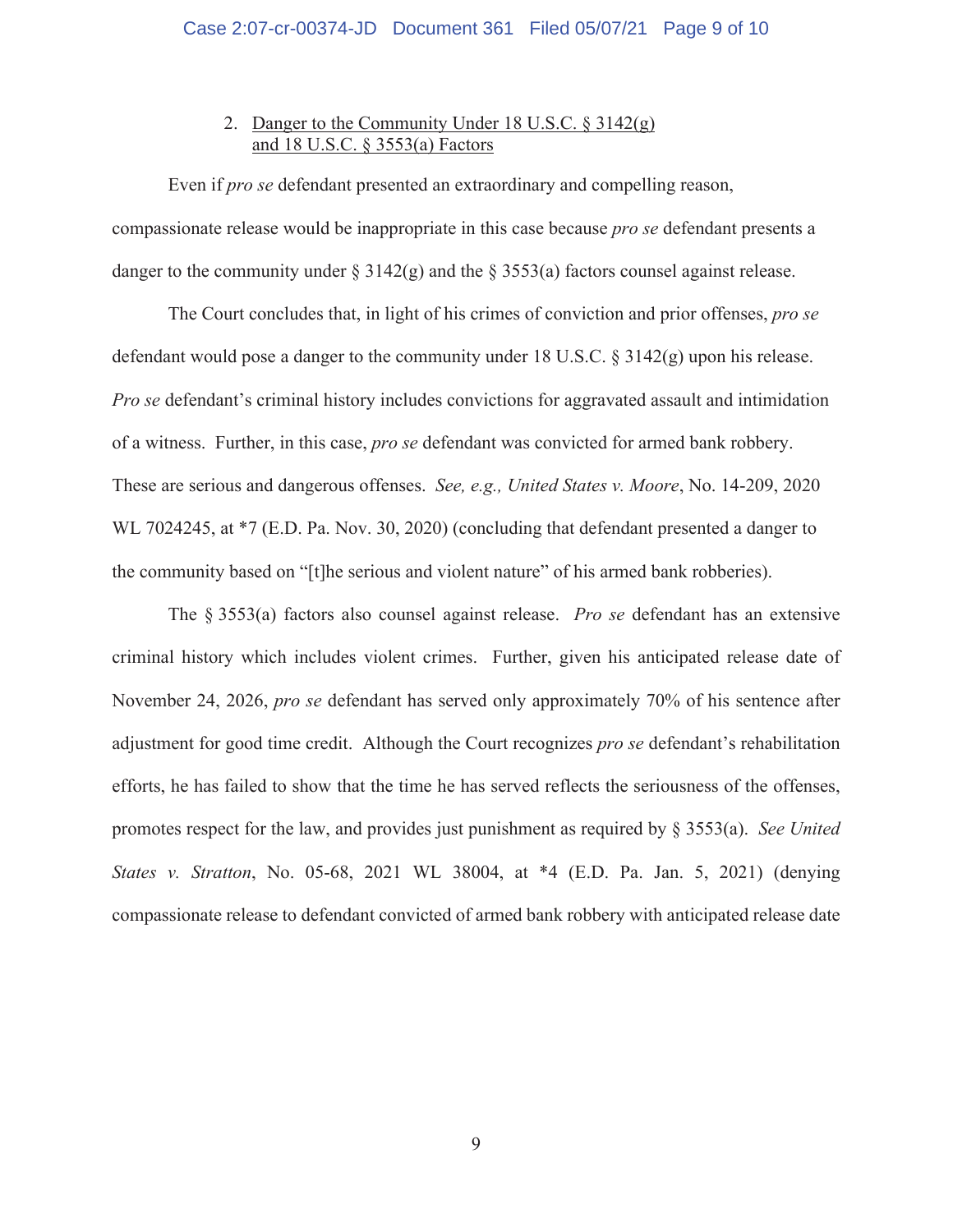2. Danger to the Community Under 18 U.S.C. § 3142(g) and 18 U.S.C. § 3553(a) Factors

Even if *pro se* defendant presented an extraordinary and compelling reason, compassionate release would be inappropriate in this case because *pro se* defendant presents a danger to the community under § 3142(g) and the § 3553(a) factors counsel against release.

The Court concludes that, in light of his crimes of conviction and prior offenses, *pro se* defendant would pose a danger to the community under 18 U.S.C. § 3142(g) upon his release. *Pro se* defendant's criminal history includes convictions for aggravated assault and intimidation of a witness. Further, in this case, *pro se* defendant was convicted for armed bank robbery. These are serious and dangerous offenses. *See, e.g., United States v. Moore*, No. 14-209, 2020 WL 7024245, at *7 (E.D. Pa. Nov. 30, 2020) (concluding that defendant presented a danger to the community based on "[t]he serious and violent nature" of his armed bank robberies).

The § 3553(a) factors also counsel against release. *Pro se* defendant has an extensive criminal history which includes violent crimes. Further, given his anticipated release date of November 24, 2026, *pro se* defendant has served only approximately 70% of his sentence after adjustment for good time credit. Although the Court recognizes *pro se* defendant's rehabilitation efforts, he has failed to show that the time he has served reflects the seriousness of the offenses, promotes respect for the law, and provides just punishment as required by § 3553(a). *See United States v. Stratton*, No. 05-68, 2021 WL 38004, at *4 (E.D. Pa. Jan. 5, 2021) (denying compassionate release to defendant convicted of armed bank robbery with anticipated release date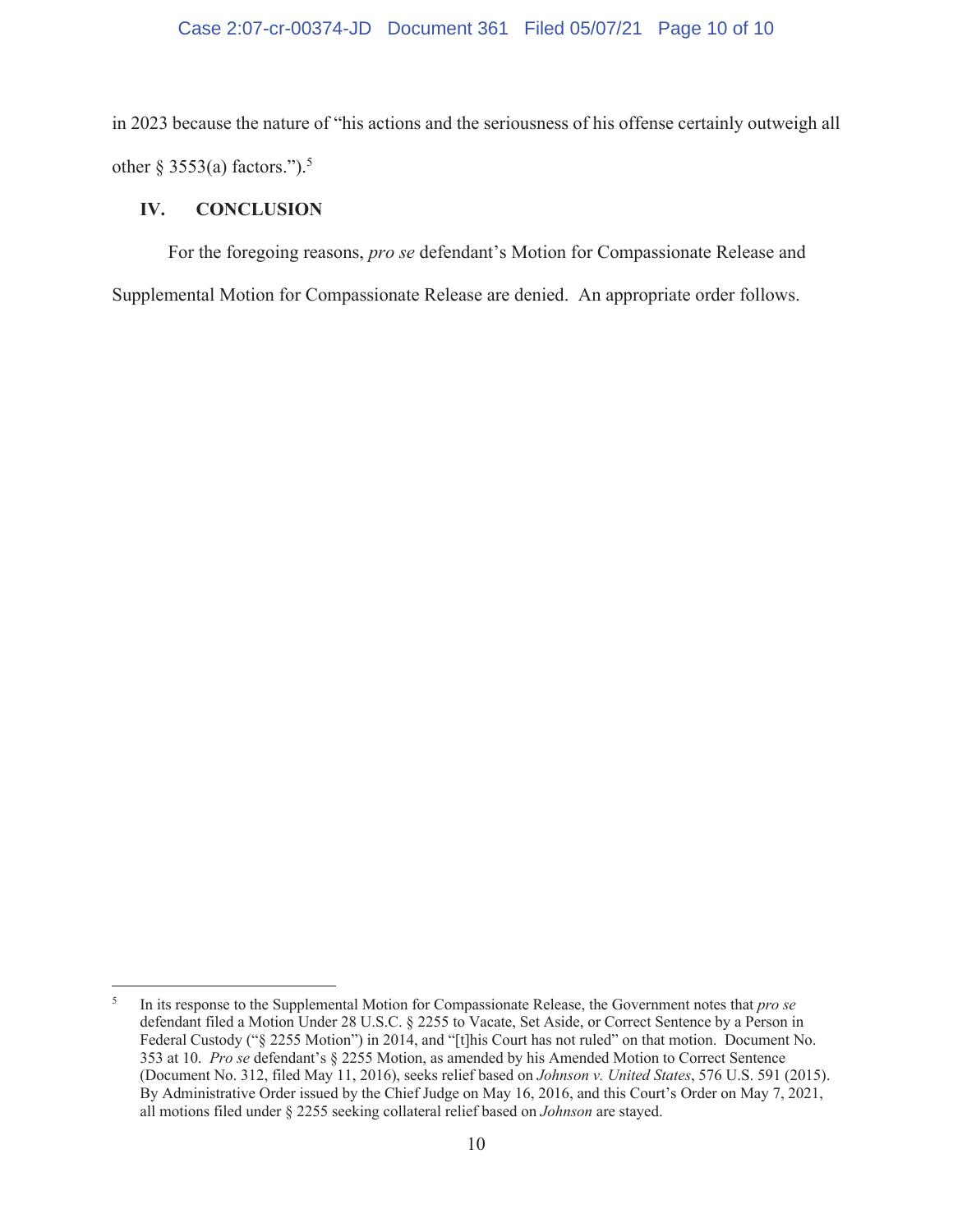in 2023 because the nature of "his actions and the seriousness of his offense certainly outweigh all other § 3553(a) factors.").[5]

## IV. CONCLUSION

For the foregoing reasons, *pro se* defendant's Motion for Compassionate Release and Supplemental Motion for Compassionate Release are denied. An appropriate order follows.

---

[5] In its response to the Supplemental Motion for Compassionate Release, the Government notes that *pro se* defendant filed a Motion Under 28 U.S.C. § 2255 to Vacate, Set Aside, or Correct Sentence by a Person in Federal Custody ("§ 2255 Motion") in 2014, and "[t]his Court has not ruled" on that motion. Document No. 353 at 10. *Pro se* defendant's § 2255 Motion, as amended by his Amended Motion to Correct Sentence (Document No. 312, filed May 11, 2016), seeks relief based on *Johnson v. United States*, 576 U.S. 591 (2015). By Administrative Order issued by the Chief Judge on May 16, 2016, and this Court's Order on May 7, 2021, all motions filed under § 2255 seeking collateral relief based on *Johnson* are stayed.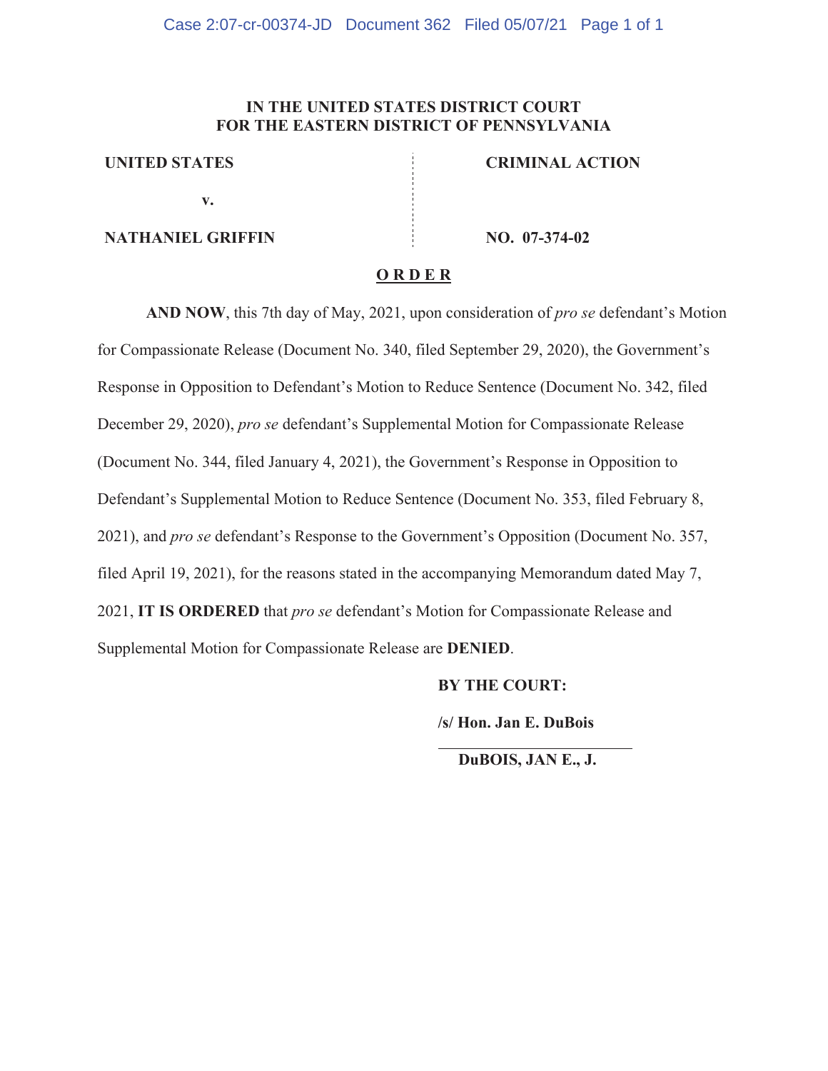**IN THE UNITED STATES DISTRICT COURT**
**FOR THE EASTERN DISTRICT OF PENNSYLVANIA**

| | |
|---|---|
| **UNITED STATES** | **CRIMINAL ACTION** |
| **v.** | |
| **NATHANIEL GRIFFIN** | **NO. 07-374-02** |

**O R D E R**

**AND NOW**, this 7th day of May, 2021, upon consideration of *pro se* defendant's Motion for Compassionate Release (Document No. 340, filed September 29, 2020), the Government's Response in Opposition to Defendant's Motion to Reduce Sentence (Document No. 342, filed December 29, 2020), *pro se* defendant's Supplemental Motion for Compassionate Release (Document No. 344, filed January 4, 2021), the Government's Response in Opposition to Defendant's Supplemental Motion to Reduce Sentence (Document No. 353, filed February 8, 2021), and *pro se* defendant's Response to the Government's Opposition (Document No. 357, filed April 19, 2021), for the reasons stated in the accompanying Memorandum dated May 7, 2021, **IT IS ORDERED** that *pro se* defendant's Motion for Compassionate Release and Supplemental Motion for Compassionate Release are **DENIED**.

**BY THE COURT:**

**/s/ Hon. Jan E. DuBois**

**DuBOIS, JAN E., J.**